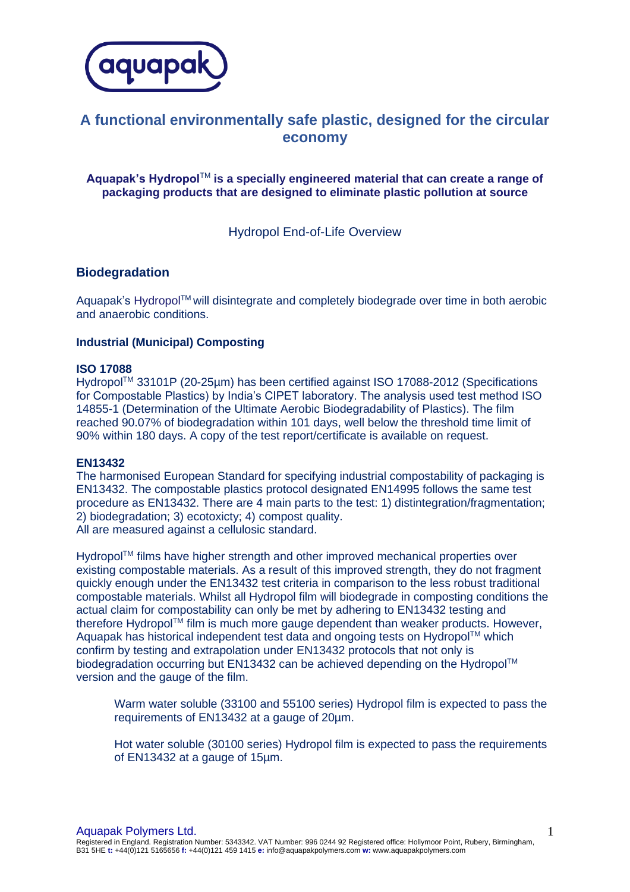aquapak

# A functional environmentally safe plastic, designed for the circular economy

**Aquapak's Hydropol™ is a specially engineered material that can create a range of packaging products that are designed to eliminate plastic pollution at source**

Hydropol End-of-Life Overview

## Biodegradation

Aquapak's Hydropol™ will disintegrate and completely biodegrade over time in both aerobic and anaerobic conditions.

### Industrial (Municipal) Composting

**ISO 17088**

Hydropol™ 33101P (20-25µm) has been certified against ISO 17088-2012 (Specifications for Compostable Plastics) by India's CIPET laboratory. The analysis used test method ISO 14855-1 (Determination of the Ultimate Aerobic Biodegradability of Plastics). The film reached 90.07% of biodegradation within 101 days, well below the threshold time limit of 90% within 180 days. A copy of the test report/certificate is available on request.

**EN13432**

The harmonised European Standard for specifying industrial compostability of packaging is EN13432. The compostable plastics protocol designated EN14995 follows the same test procedure as EN13432. There are 4 main parts to the test: 1) distintegration/fragmentation; 2) biodegradation; 3) ecotoxicty; 4) compost quality.
All are measured against a cellulosic standard.

Hydropol™ films have higher strength and other improved mechanical properties over existing compostable materials. As a result of this improved strength, they do not fragment quickly enough under the EN13432 test criteria in comparison to the less robust traditional compostable materials. Whilst all Hydropol film will biodegrade in composting conditions the actual claim for compostability can only be met by adhering to EN13432 testing and therefore Hydropol™ film is much more gauge dependent than weaker products. However, Aquapak has historical independent test data and ongoing tests on Hydropol™ which confirm by testing and extrapolation under EN13432 protocols that not only is biodegradation occurring but EN13432 can be achieved depending on the Hydropol™ version and the gauge of the film.

> Warm water soluble (33100 and 55100 series) Hydropol film is expected to pass the requirements of EN13432 at a gauge of 20µm.
>
> Hot water soluble (30100 series) Hydropol film is expected to pass the requirements of EN13432 at a gauge of 15µm.

Aquapak Polymers Ltd.
Registered in England. Registration Number: 5343342. VAT Number: 996 0244 92 Registered office: Hollymoor Point, Rubery, Birmingham, B31 5HE **t:** +44(0)121 5165656 **f:** +44(0)121 459 1415 **e:** info@aquapakpolymers.com **w:** www.aquapakpolymers.com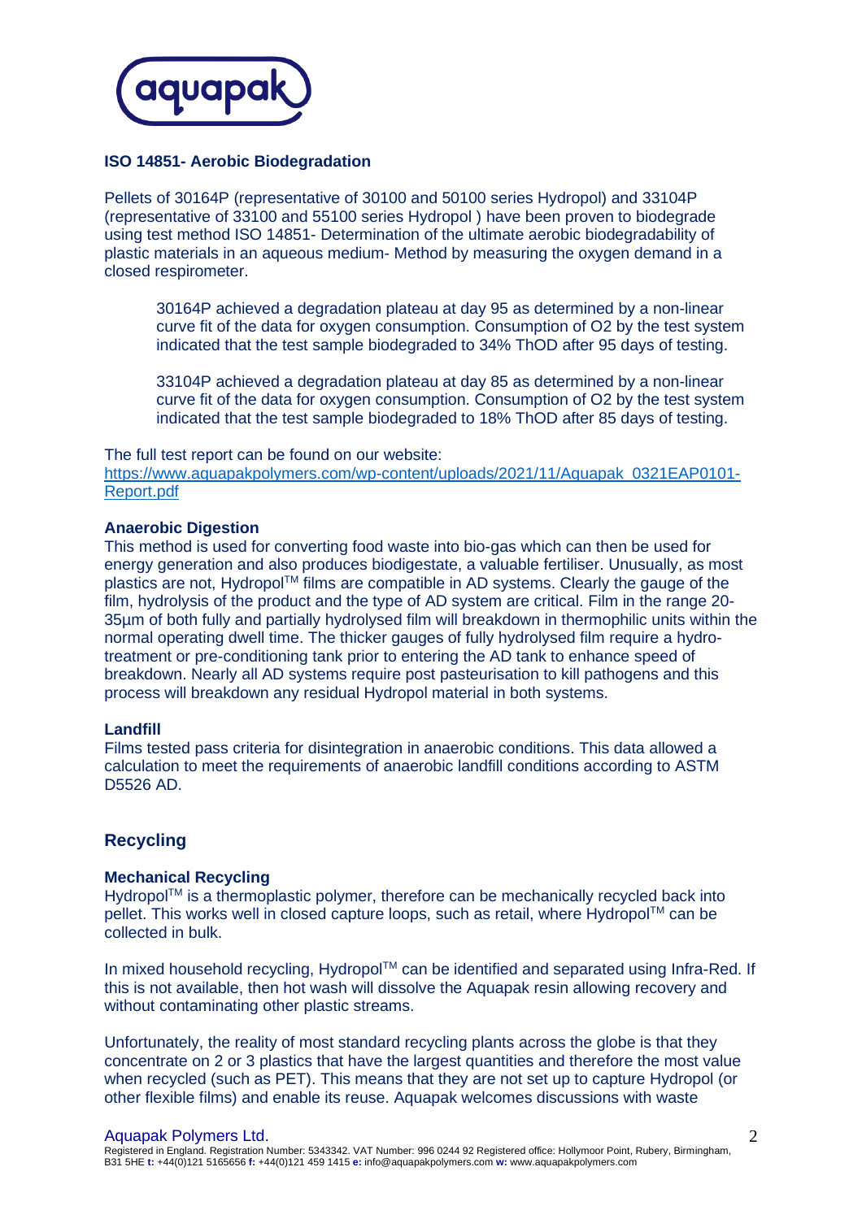**ISO 14851- Aerobic Biodegradation**

Pellets of 30164P (representative of 30100 and 50100 series Hydropol) and 33104P (representative of 33100 and 55100 series Hydropol ) have been proven to biodegrade using test method ISO 14851- Determination of the ultimate aerobic biodegradability of plastic materials in an aqueous medium- Method by measuring the oxygen demand in a closed respirometer.

> 30164P achieved a degradation plateau at day 95 as determined by a non-linear curve fit of the data for oxygen consumption. Consumption of $O_2$ by the test system indicated that the test sample biodegraded to 34% ThOD after 95 days of testing.
>
> 33104P achieved a degradation plateau at day 85 as determined by a non-linear curve fit of the data for oxygen consumption. Consumption of $O_2$ by the test system indicated that the test sample biodegraded to 18% ThOD after 85 days of testing.

The full test report can be found on our website:
[https://www.aquapakpolymers.com/wp-content/uploads/2021/11/Aquapak_0321EAP0101-Report.pdf](https://www.aquapakpolymers.com/wp-content/uploads/2021/11/Aquapak_0321EAP0101-Report.pdf)

**Anaerobic Digestion**

This method is used for converting food waste into bio-gas which can then be used for energy generation and also produces biodigestate, a valuable fertiliser. Unusually, as most plastics are not, Hydropol™ films are compatible in AD systems. Clearly the gauge of the film, hydrolysis of the product and the type of AD system are critical. Film in the range 20-35µm of both fully and partially hydrolysed film will breakdown in thermophilic units within the normal operating dwell time. The thicker gauges of fully hydrolysed film require a hydro-treatment or pre-conditioning tank prior to entering the AD tank to enhance speed of breakdown. Nearly all AD systems require post pasteurisation to kill pathogens and this process will breakdown any residual Hydropol material in both systems.

**Landfill**

Films tested pass criteria for disintegration in anaerobic conditions. This data allowed a calculation to meet the requirements of anaerobic landfill conditions according to ASTM D5526 AD.

## Recycling

**Mechanical Recycling**

Hydropol™ is a thermoplastic polymer, therefore can be mechanically recycled back into pellet. This works well in closed capture loops, such as retail, where Hydropol™ can be collected in bulk.

In mixed household recycling, Hydropol™ can be identified and separated using Infra-Red. If this is not available, then hot wash will dissolve the Aquapak resin allowing recovery and without contaminating other plastic streams.

Unfortunately, the reality of most standard recycling plants across the globe is that they concentrate on 2 or 3 plastics that have the largest quantities and therefore the most value when recycled (such as PET). This means that they are not set up to capture Hydropol (or other flexible films) and enable its reuse. Aquapak welcomes discussions with waste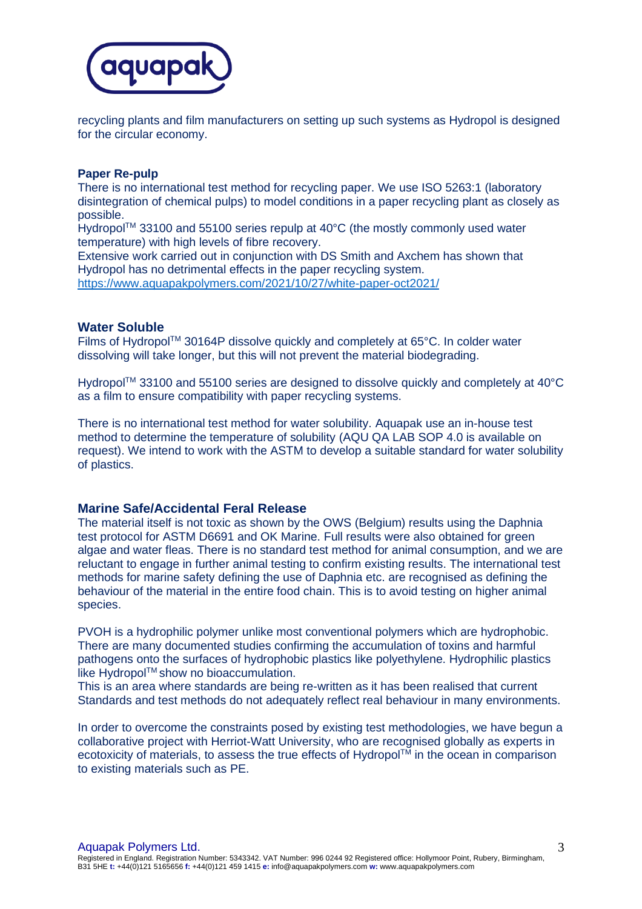recycling plants and film manufacturers on setting up such systems as Hydropol is designed for the circular economy.

**Paper Re-pulp**

There is no international test method for recycling paper. We use ISO 5263:1 (laboratory disintegration of chemical pulps) to model conditions in a paper recycling plant as closely as possible.

Hydropol™ 33100 and 55100 series repulp at 40°C (the mostly commonly used water temperature) with high levels of fibre recovery.

Extensive work carried out in conjunction with DS Smith and Axchem has shown that Hydropol has no detrimental effects in the paper recycling system.

https://www.aquapakpolymers.com/2021/10/27/white-paper-oct2021/

## Water Soluble

Films of Hydropol™ 30164P dissolve quickly and completely at 65°C. In colder water dissolving will take longer, but this will not prevent the material biodegrading.

Hydropol™ 33100 and 55100 series are designed to dissolve quickly and completely at 40°C as a film to ensure compatibility with paper recycling systems.

There is no international test method for water solubility. Aquapak use an in-house test method to determine the temperature of solubility (AQU QA LAB SOP 4.0 is available on request). We intend to work with the ASTM to develop a suitable standard for water solubility of plastics.

## Marine Safe/Accidental Feral Release

The material itself is not toxic as shown by the OWS (Belgium) results using the Daphnia test protocol for ASTM D6691 and OK Marine. Full results were also obtained for green algae and water fleas. There is no standard test method for animal consumption, and we are reluctant to engage in further animal testing to confirm existing results. The international test methods for marine safety defining the use of Daphnia etc. are recognised as defining the behaviour of the material in the entire food chain. This is to avoid testing on higher animal species.

PVOH is a hydrophilic polymer unlike most conventional polymers which are hydrophobic. There are many documented studies confirming the accumulation of toxins and harmful pathogens onto the surfaces of hydrophobic plastics like polyethylene. Hydrophilic plastics like Hydropol™ show no bioaccumulation.

This is an area where standards are being re-written as it has been realised that current Standards and test methods do not adequately reflect real behaviour in many environments.

In order to overcome the constraints posed by existing test methodologies, we have begun a collaborative project with Herriot-Watt University, who are recognised globally as experts in ecotoxicity of materials, to assess the true effects of Hydropol™ in the ocean in comparison to existing materials such as PE.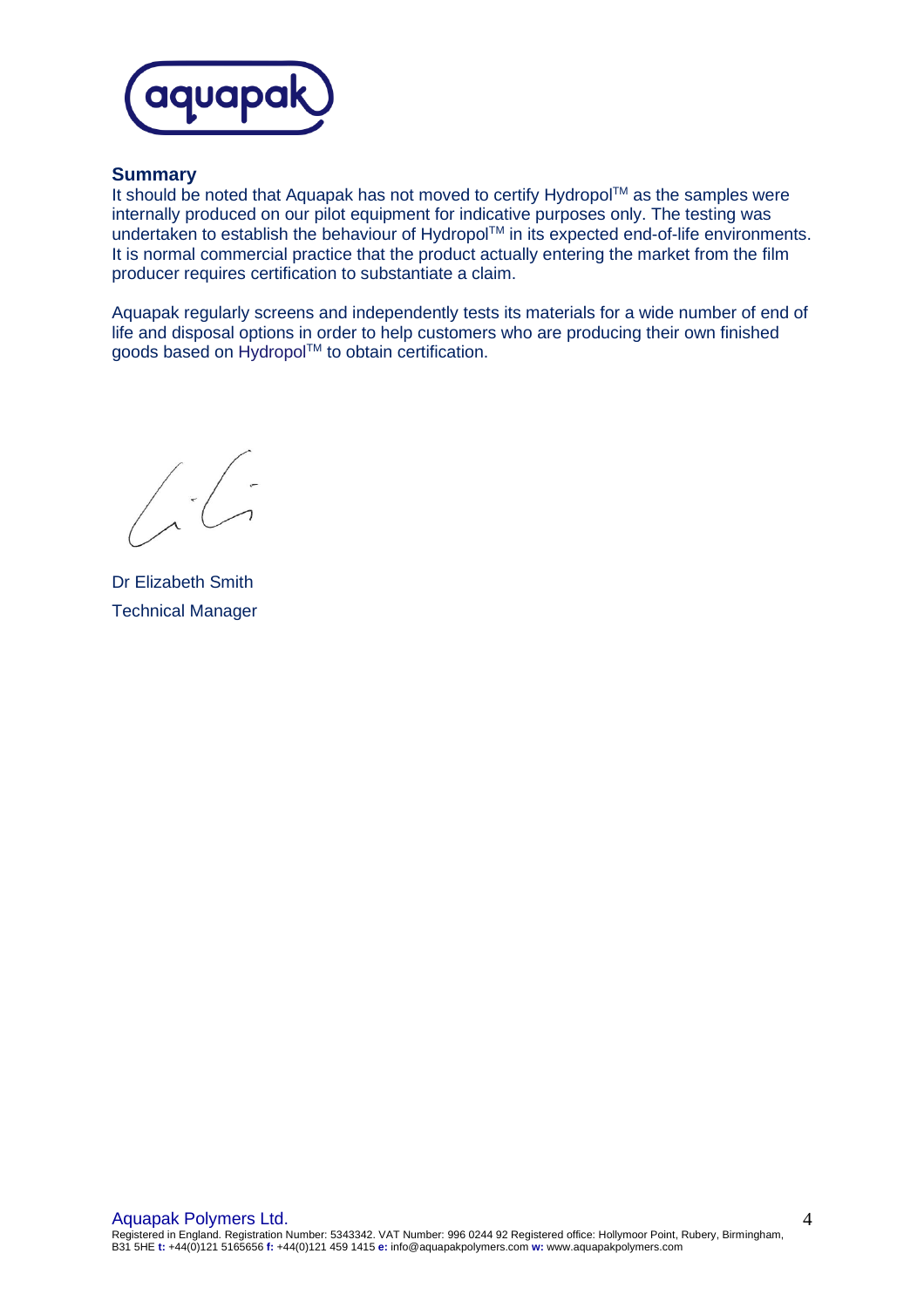## Summary

It should be noted that Aquapak has not moved to certify Hydropol™ as the samples were internally produced on our pilot equipment for indicative purposes only. The testing was undertaken to establish the behaviour of Hydropol™ in its expected end-of-life environments. It is normal commercial practice that the product actually entering the market from the film producer requires certification to substantiate a claim.

Aquapak regularly screens and independently tests its materials for a wide number of end of life and disposal options in order to help customers who are producing their own finished goods based on Hydropol™ to obtain certification.

Dr Elizabeth Smith

Technical Manager